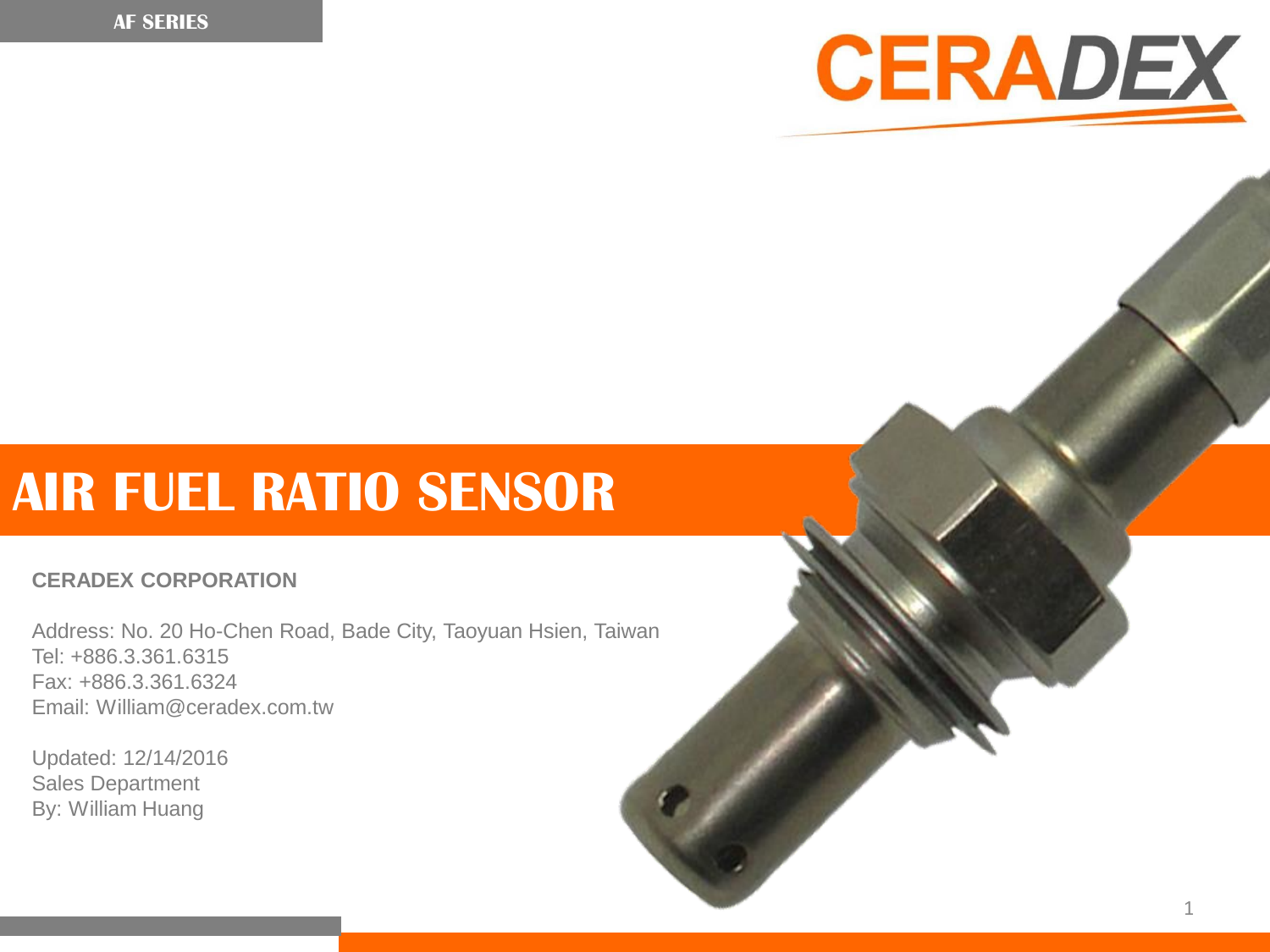AF SERIES

CERADEX

# AIR FUEL RATIO SENSOR

**CERADEX CORPORATION**

Address: No. 20 Ho-Chen Road, Bade City, Taoyuan Hsien, Taiwan
Tel: +886.3.361.6315
Fax: +886.3.361.6324
Email: William@ceradex.com.tw

Updated: 12/14/2016
Sales Department
By: William Huang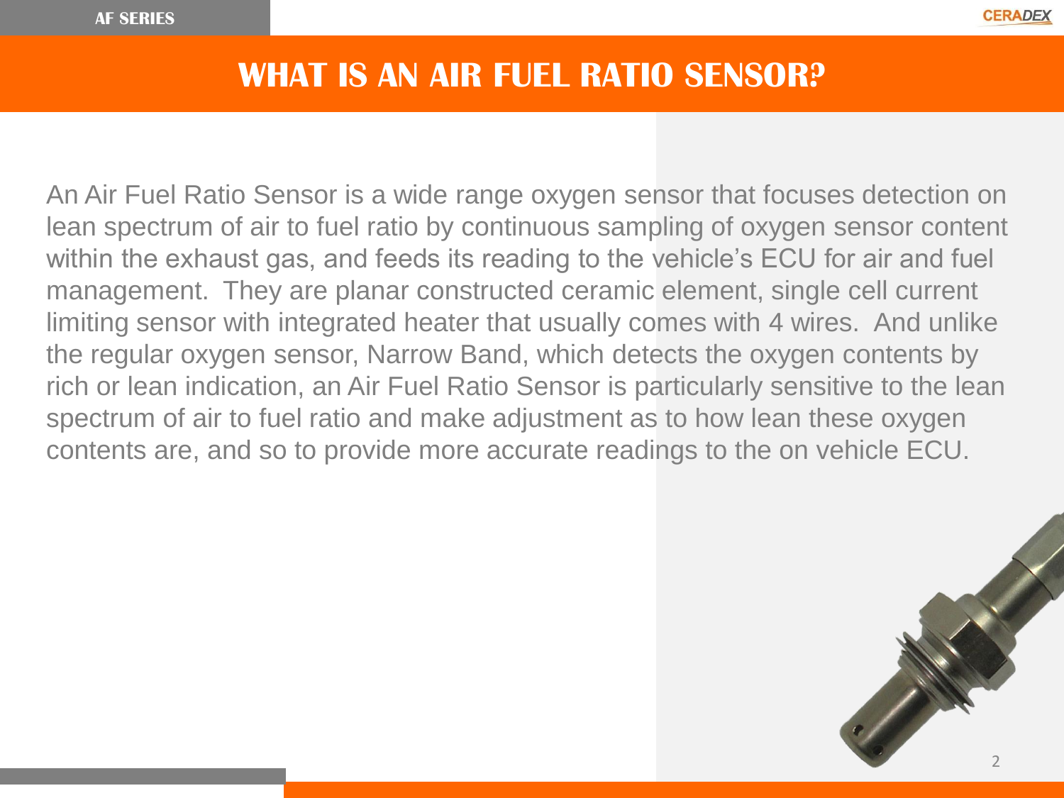# WHAT IS AN AIR FUEL RATIO SENSOR?

An Air Fuel Ratio Sensor is a wide range oxygen sensor that focuses detection on lean spectrum of air to fuel ratio by continuous sampling of oxygen sensor content within the exhaust gas, and feeds its reading to the vehicle's ECU for air and fuel management. They are planar constructed ceramic element, single cell current limiting sensor with integrated heater that usually comes with 4 wires. And unlike the regular oxygen sensor, Narrow Band, which detects the oxygen contents by rich or lean indication, an Air Fuel Ratio Sensor is particularly sensitive to the lean spectrum of air to fuel ratio and make adjustment as to how lean these oxygen contents are, and so to provide more accurate readings to the on vehicle ECU.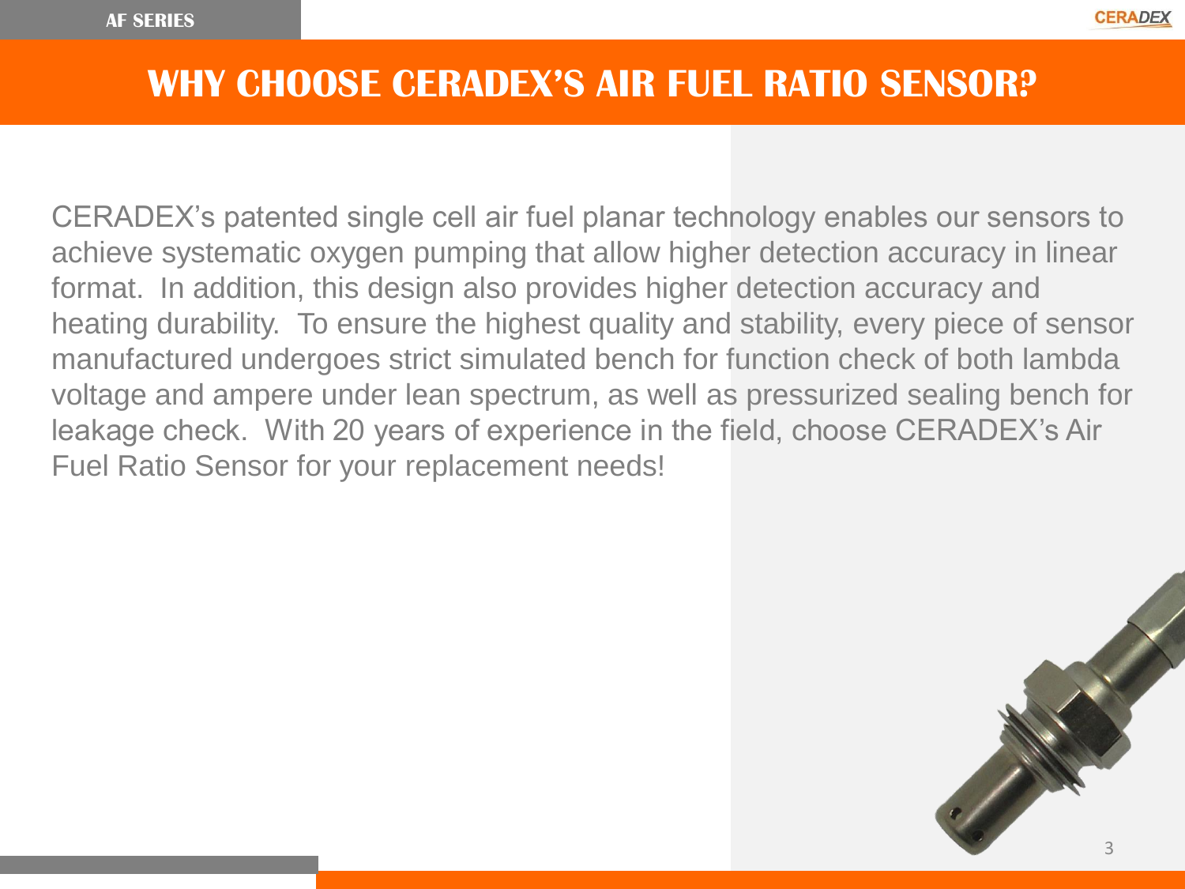# WHY CHOOSE CERADEX'S AIR FUEL RATIO SENSOR?

CERADEX's patented single cell air fuel planar technology enables our sensors to achieve systematic oxygen pumping that allow higher detection accuracy in linear format. In addition, this design also provides higher detection accuracy and heating durability. To ensure the highest quality and stability, every piece of sensor manufactured undergoes strict simulated bench for function check of both lambda voltage and ampere under lean spectrum, as well as pressurized sealing bench for leakage check. With 20 years of experience in the field, choose CERADEX's Air Fuel Ratio Sensor for your replacement needs!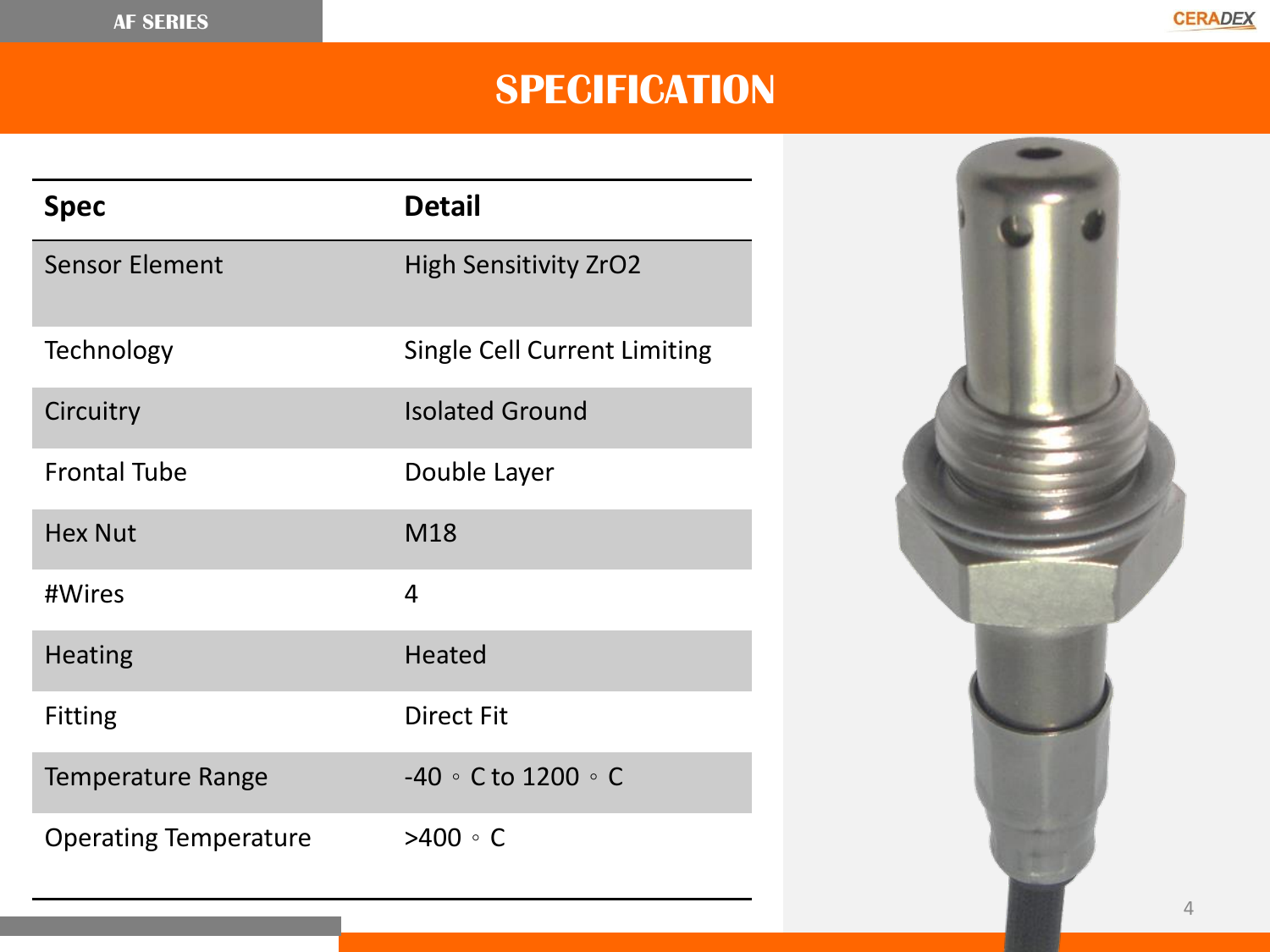# SPECIFICATION

| Spec | Detail |
|---|---|
| Sensor Element | High Sensitivity $ZrO_2$ |
| Technology | Single Cell Current Limiting |
| Circuitry | Isolated Ground |
| Frontal Tube | Double Layer |
| Hex Nut | M18 |
| #Wires | 4 |
| Heating | Heated |
| Fitting | Direct Fit |
| Temperature Range | -40 ◦ C to 1200 ◦ C |
| Operating Temperature | >400 ◦ C |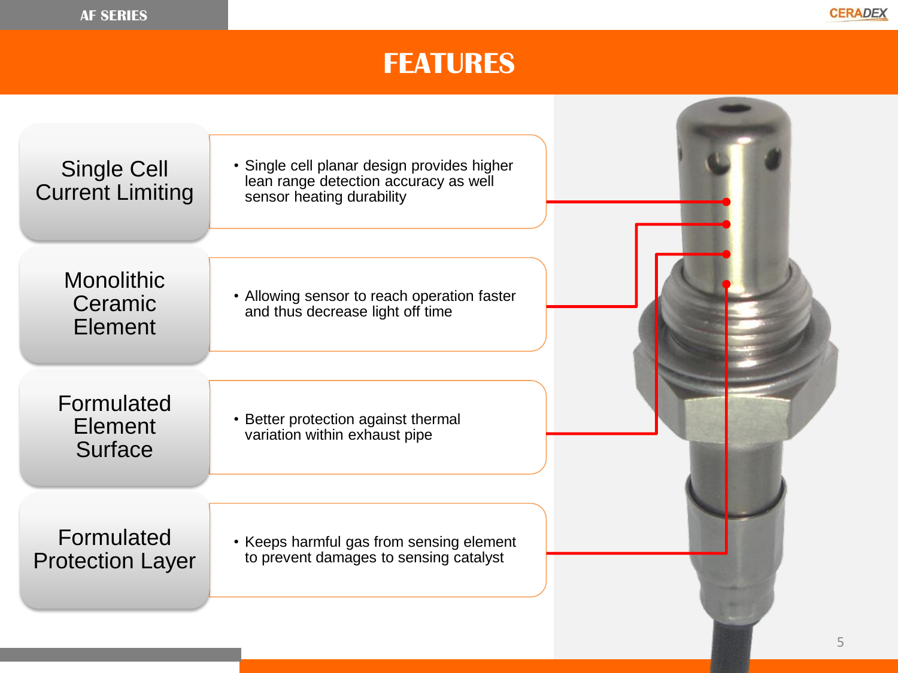# FEATURES

## Single Cell Current Limiting

- Single cell planar design provides higher lean range detection accuracy as well sensor heating durability

## Monolithic Ceramic Element

- Allowing sensor to reach operation faster and thus decrease light off time

## Formulated Element Surface

- Better protection against thermal variation within exhaust pipe

## Formulated Protection Layer

- Keeps harmful gas from sensing element to prevent damages to sensing catalyst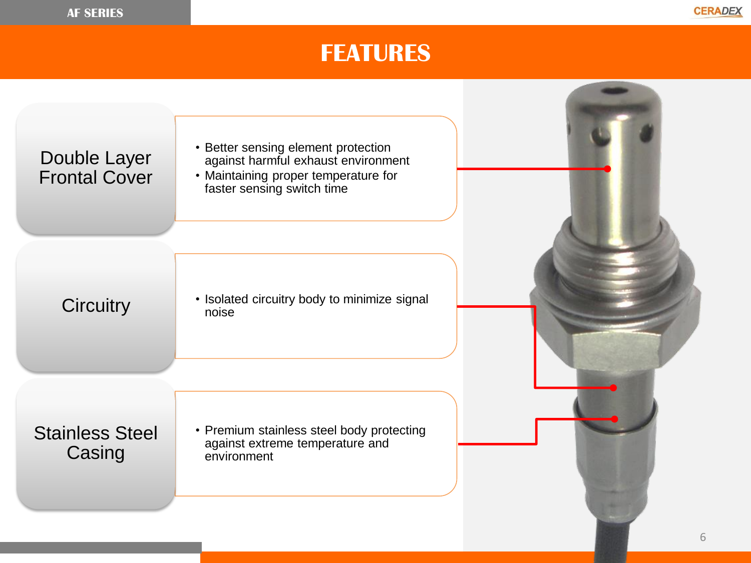# FEATURES

## Double Layer Frontal Cover

- Better sensing element protection against harmful exhaust environment
- Maintaining proper temperature for faster sensing switch time

## Circuitry

- Isolated circuitry body to minimize signal noise

## Stainless Steel Casing

- Premium stainless steel body protecting against extreme temperature and environment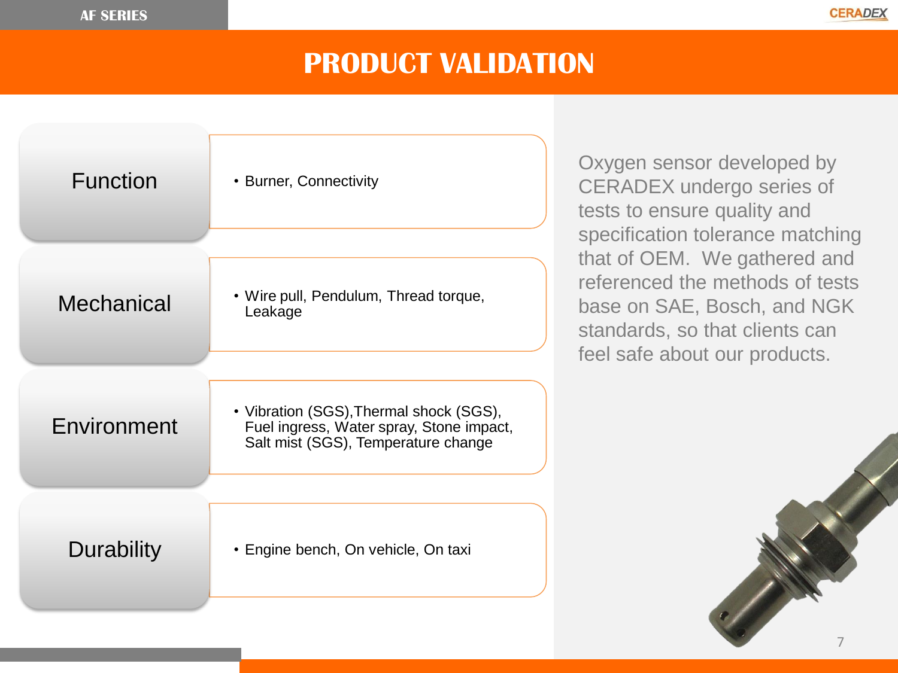# PRODUCT VALIDATION

| Category | Tests |
| --- | --- |
| Function | Burner, Connectivity |
| Mechanical | Wire pull, Pendulum, Thread torque, Leakage |
| Environment | Vibration (SGS), Thermal shock (SGS), Fuel ingress, Water spray, Stone impact, Salt mist (SGS), Temperature change |
| Durability | Engine bench, On vehicle, On taxi |

Oxygen sensor developed by CERADEX undergo series of tests to ensure quality and specification tolerance matching that of OEM. We gathered and referenced the methods of tests base on SAE, Bosch, and NGK standards, so that clients can feel safe about our products.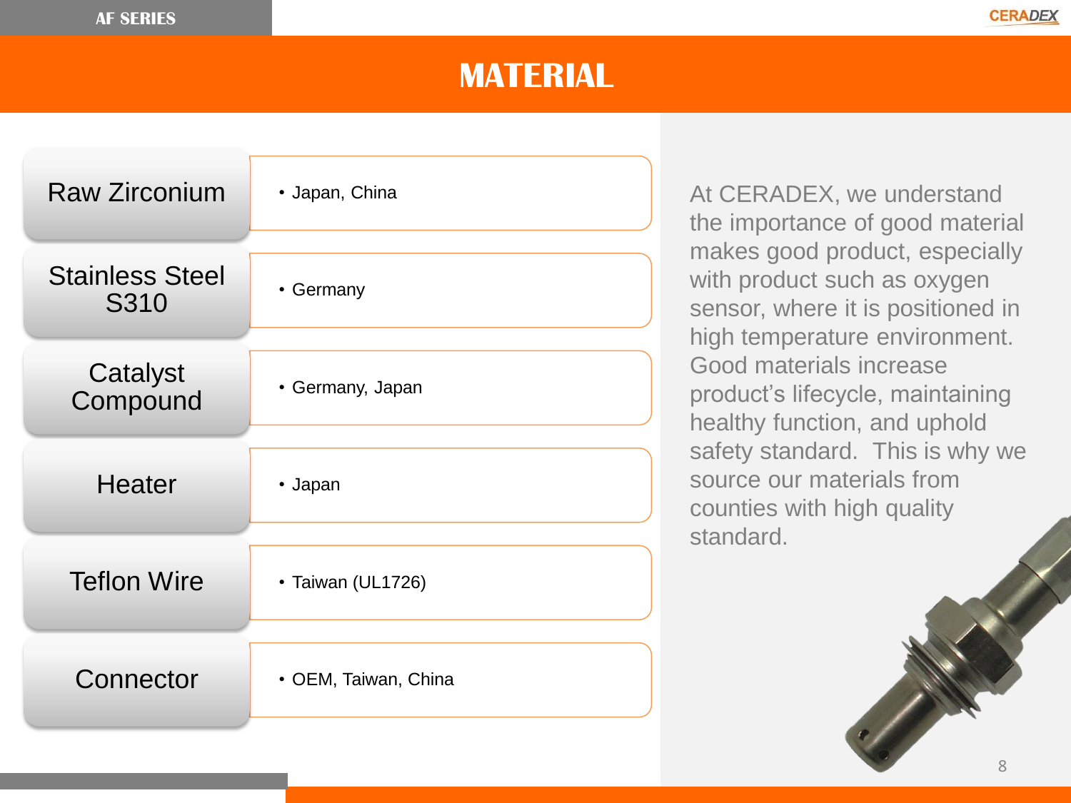# MATERIAL

| Material | Source |
|---|---|
| Raw Zirconium | • Japan, China |
| Stainless Steel S310 | • Germany |
| Catalyst Compound | • Germany, Japan |
| Heater | • Japan |
| Teflon Wire | • Taiwan (UL1726) |
| Connector | • OEM, Taiwan, China |

At CERADEX, we understand the importance of good material makes good product, especially with product such as oxygen sensor, where it is positioned in high temperature environment. Good materials increase product's lifecycle, maintaining healthy function, and uphold safety standard. This is why we source our materials from counties with high quality standard.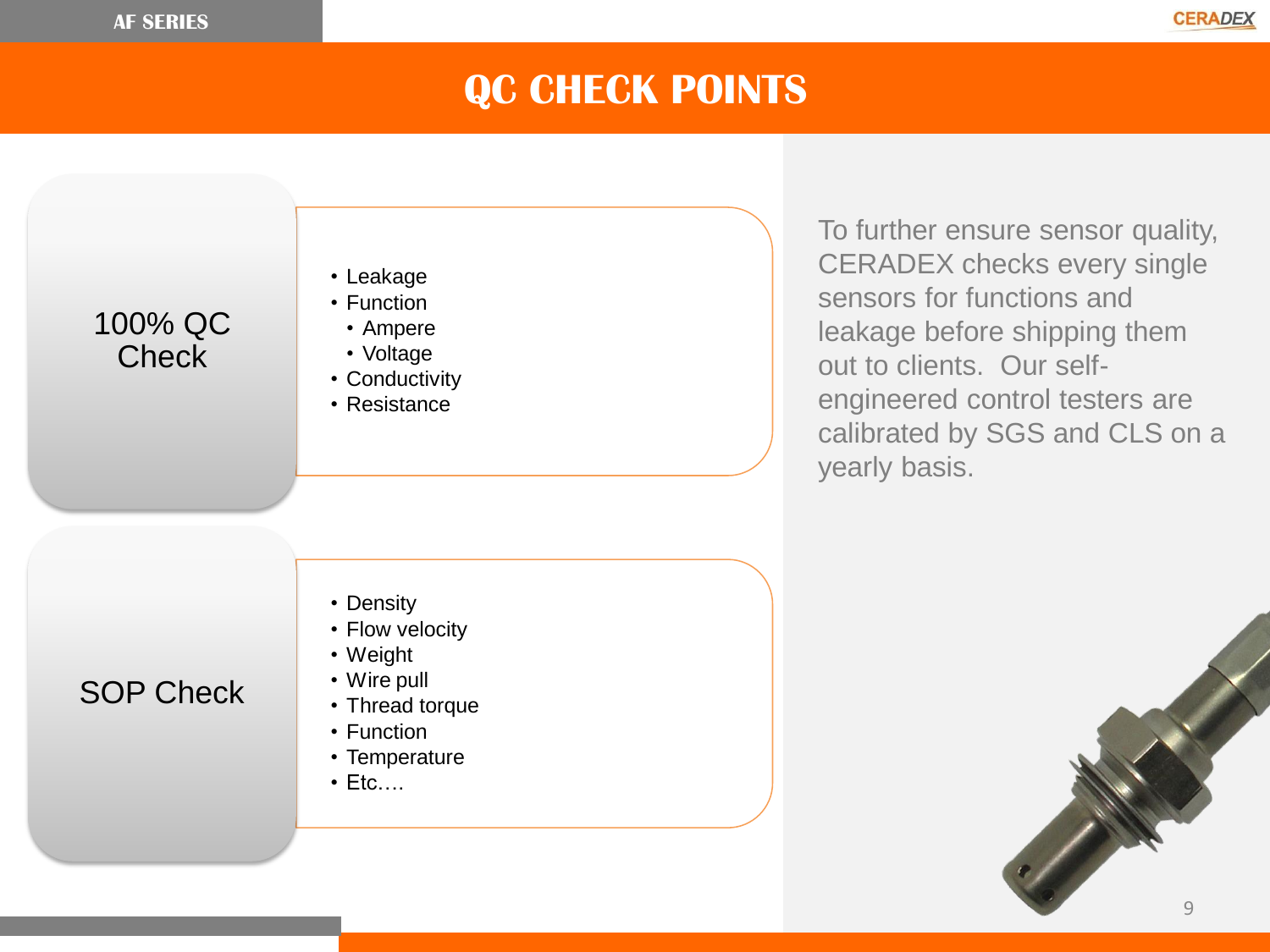# QC CHECK POINTS

## 100% QC Check

- Leakage
- Function
  - Ampere
  - Voltage
- Conductivity
- Resistance

## SOP Check

- Density
- Flow velocity
- Weight
- Wire pull
- Thread torque
- Function
- Temperature
- Etc.…

To further ensure sensor quality, CERADEX checks every single sensors for functions and leakage before shipping them out to clients. Our self-engineered control testers are calibrated by SGS and CLS on a yearly basis.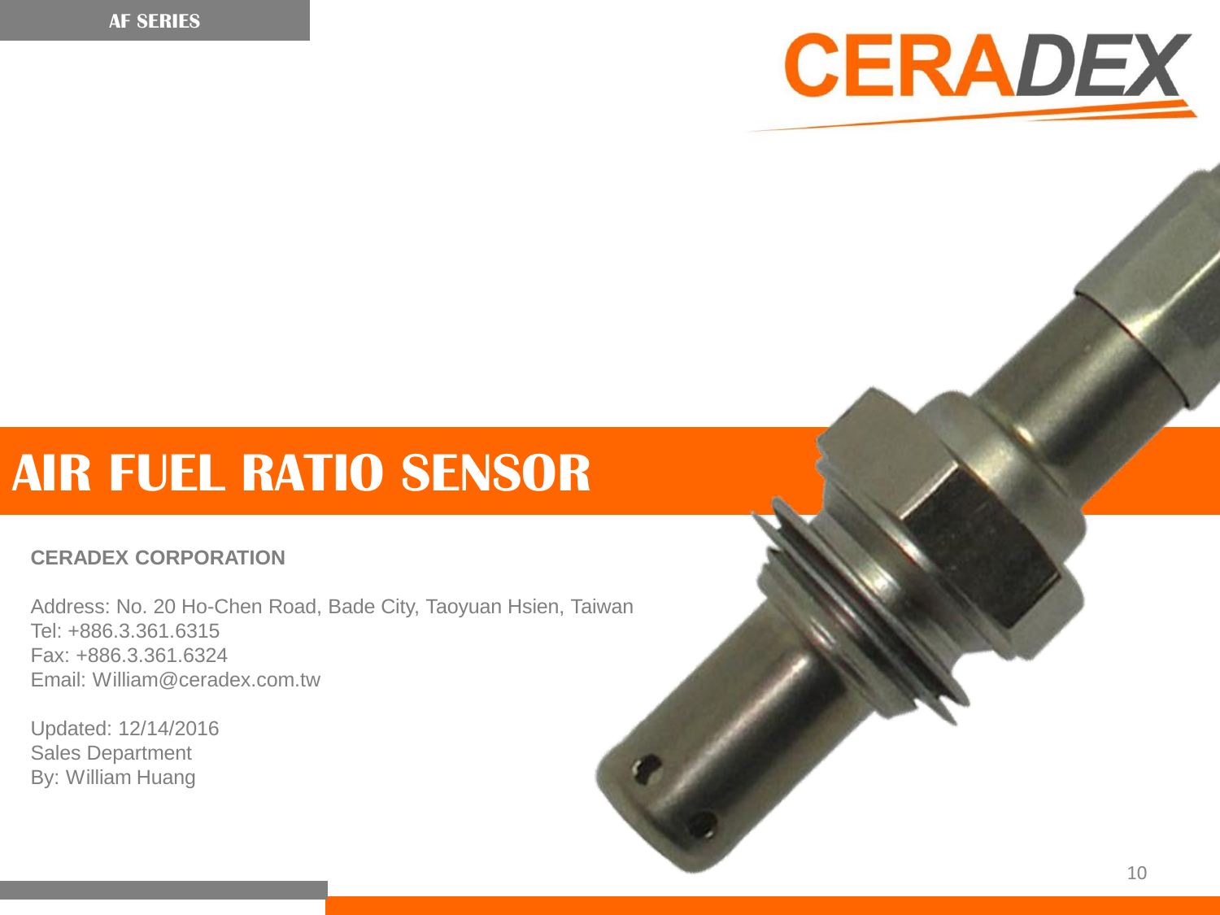AF SERIES

CERADEX

# AIR FUEL RATIO SENSOR

**CERADEX CORPORATION**

Address: No. 20 Ho-Chen Road, Bade City, Taoyuan Hsien, Taiwan
Tel: +886.3.361.6315
Fax: +886.3.361.6324
Email: William@ceradex.com.tw

Updated: 12/14/2016
Sales Department
By: William Huang